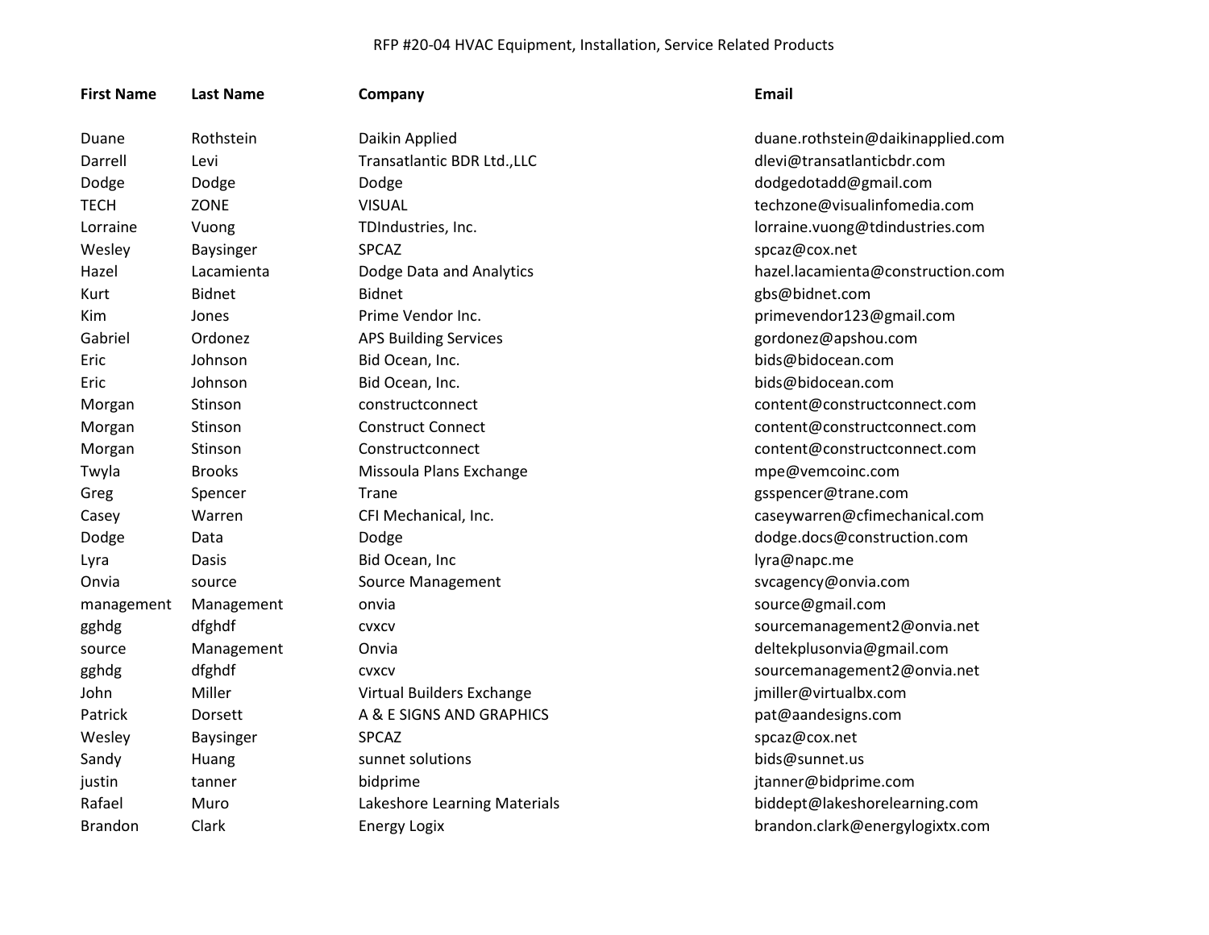# RFP #20-04 HVAC Equipment, Installation, Service Related Products

| First Name | Last Name | Company | Email |
|---|---|---|---|
| Duane | Rothstein | Daikin Applied | duane.rothstein@daikinapplied.com |
| Darrell | Levi | Transatlantic BDR Ltd.,LLC | dlevi@transatlanticbdr.com |
| Dodge | Dodge | Dodge | dodgedotadd@gmail.com |
| TECH | ZONE | VISUAL | techzone@visualinfomedia.com |
| Lorraine | Vuong | TDIndustries, Inc. | lorraine.vuong@tdindustries.com |
| Wesley | Baysinger | SPCAZ | spcaz@cox.net |
| Hazel | Lacamienta | Dodge Data and Analytics | hazel.lacamienta@construction.com |
| Kurt | Bidnet | Bidnet | gbs@bidnet.com |
| Kim | Jones | Prime Vendor Inc. | primevendor123@gmail.com |
| Gabriel | Ordonez | APS Building Services | gordonez@apshou.com |
| Eric | Johnson | Bid Ocean, Inc. | bids@bidocean.com |
| Eric | Johnson | Bid Ocean, Inc. | bids@bidocean.com |
| Morgan | Stinson | constructconnect | content@constructconnect.com |
| Morgan | Stinson | Construct Connect | content@constructconnect.com |
| Morgan | Stinson | Constructconnect | content@constructconnect.com |
| Twyla | Brooks | Missoula Plans Exchange | mpe@vemcoinc.com |
| Greg | Spencer | Trane | gsspencer@trane.com |
| Casey | Warren | CFI Mechanical, Inc. | caseywarren@cfimechanical.com |
| Dodge | Data | Dodge | dodge.docs@construction.com |
| Lyra | Dasis | Bid Ocean, Inc | lyra@napc.me |
| Onvia | source | Source Management | svcagency@onvia.com |
| management | Management | onvia | source@gmail.com |
| gghdg | dfghdf | cvxcv | sourcemanagement2@onvia.net |
| source | Management | Onvia | deltekplusonvia@gmail.com |
| gghdg | dfghdf | cvxcv | sourcemanagement2@onvia.net |
| John | Miller | Virtual Builders Exchange | jmiller@virtualbx.com |
| Patrick | Dorsett | A & E SIGNS AND GRAPHICS | pat@aandesigns.com |
| Wesley | Baysinger | SPCAZ | spcaz@cox.net |
| Sandy | Huang | sunnet solutions | bids@sunnet.us |
| justin | tanner | bidprime | jtanner@bidprime.com |
| Rafael | Muro | Lakeshore Learning Materials | biddept@lakeshorelearning.com |
| Brandon | Clark | Energy Logix | brandon.clark@energylogixtx.com |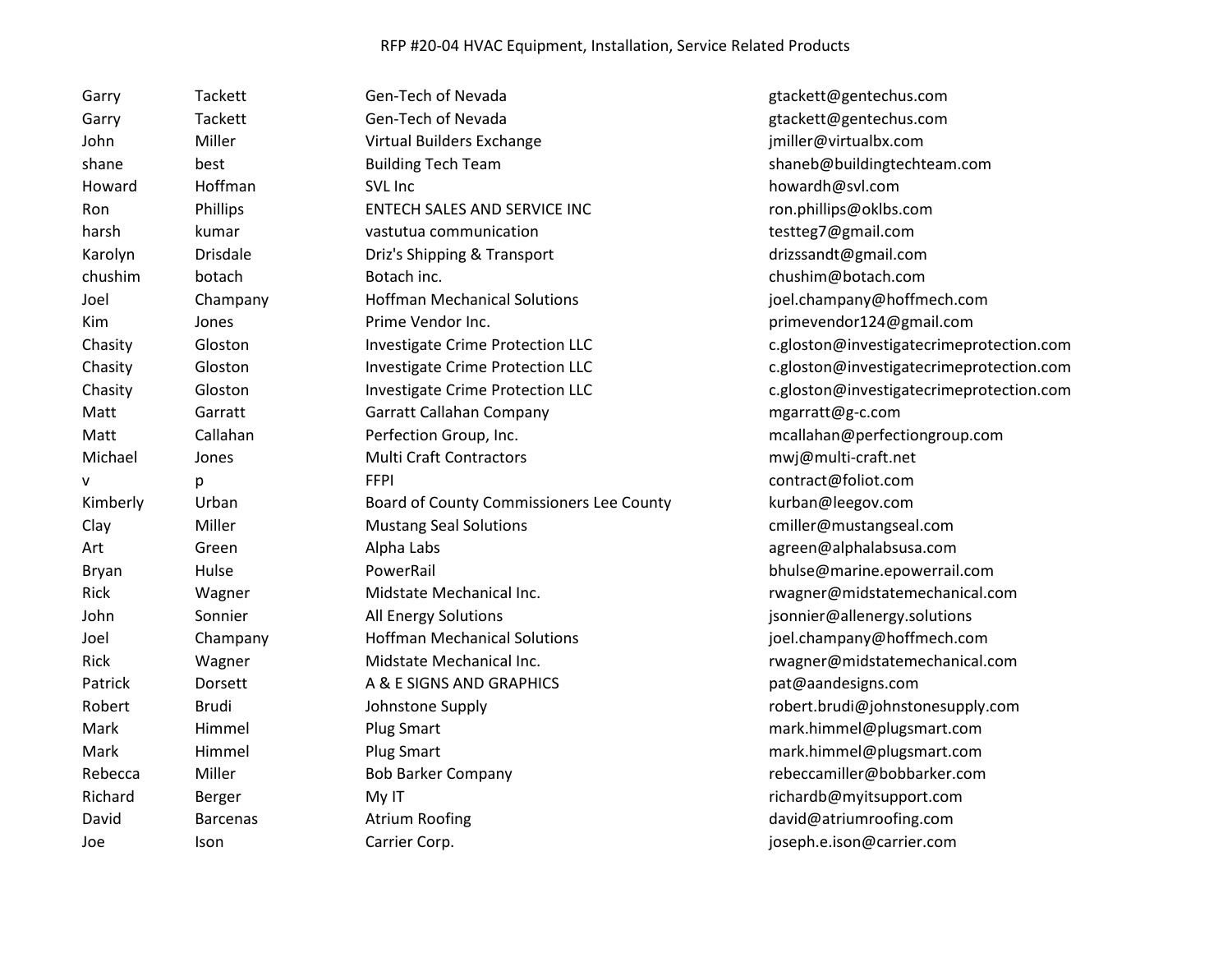| | | | |
|---|---|---|---|
| Garry | Tackett | Gen-Tech of Nevada | gtackett@gentechus.com |
| Garry | Tackett | Gen-Tech of Nevada | gtackett@gentechus.com |
| John | Miller | Virtual Builders Exchange | jmiller@virtualbx.com |
| shane | best | Building Tech Team | shaneb@buildingtechteam.com |
| Howard | Hoffman | SVL Inc | howardh@svl.com |
| Ron | Phillips | ENTECH SALES AND SERVICE INC | ron.phillips@oklbs.com |
| harsh | kumar | vastutua communication | testteg7@gmail.com |
| Karolyn | Drisdale | Driz's Shipping & Transport | drizssandt@gmail.com |
| chushim | botach | Botach inc. | chushim@botach.com |
| Joel | Champany | Hoffman Mechanical Solutions | joel.champany@hoffmech.com |
| Kim | Jones | Prime Vendor Inc. | primevendor124@gmail.com |
| Chasity | Gloston | Investigate Crime Protection LLC | c.gloston@investigatecrimeprotection.com |
| Chasity | Gloston | Investigate Crime Protection LLC | c.gloston@investigatecrimeprotection.com |
| Chasity | Gloston | Investigate Crime Protection LLC | c.gloston@investigatecrimeprotection.com |
| Matt | Garratt | Garratt Callahan Company | mgarratt@g-c.com |
| Matt | Callahan | Perfection Group, Inc. | mcallahan@perfectiongroup.com |
| Michael | Jones | Multi Craft Contractors | mwj@multi-craft.net |
| v | p | FFPI | contract@foliot.com |
| Kimberly | Urban | Board of County Commissioners Lee County | kurban@leegov.com |
| Clay | Miller | Mustang Seal Solutions | cmiller@mustangseal.com |
| Art | Green | Alpha Labs | agreen@alphalabsusa.com |
| Bryan | Hulse | PowerRail | bhulse@marine.epowerrail.com |
| Rick | Wagner | Midstate Mechanical Inc. | rwagner@midstatemechanical.com |
| John | Sonnier | All Energy Solutions | jsonnier@allenergy.solutions |
| Joel | Champany | Hoffman Mechanical Solutions | joel.champany@hoffmech.com |
| Rick | Wagner | Midstate Mechanical Inc. | rwagner@midstatemechanical.com |
| Patrick | Dorsett | A & E SIGNS AND GRAPHICS | pat@aandesigns.com |
| Robert | Brudi | Johnstone Supply | robert.brudi@johnstonesupply.com |
| Mark | Himmel | Plug Smart | mark.himmel@plugsmart.com |
| Mark | Himmel | Plug Smart | mark.himmel@plugsmart.com |
| Rebecca | Miller | Bob Barker Company | rebeccamiller@bobbarker.com |
| Richard | Berger | My IT | richardb@myitsupport.com |
| David | Barcenas | Atrium Roofing | david@atriumroofing.com |
| Joe | Ison | Carrier Corp. | joseph.e.ison@carrier.com |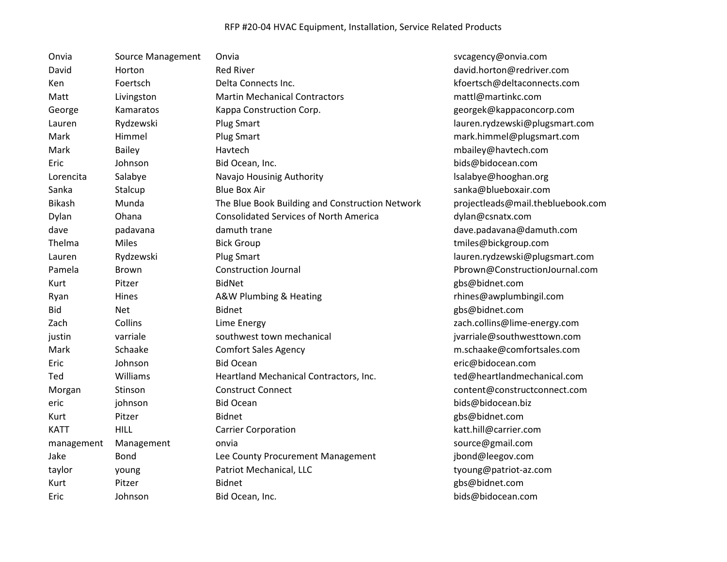RFP #20-04 HVAC Equipment, Installation, Service Related Products

| | | | |
|---|---|---|---|
| Onvia | Source Management | Onvia | svcagency@onvia.com |
| David | Horton | Red River | david.horton@redriver.com |
| Ken | Foertsch | Delta Connects Inc. | kfoertsch@deltaconnects.com |
| Matt | Livingston | Martin Mechanical Contractors | mattl@martinkc.com |
| George | Kamaratos | Kappa Construction Corp. | georgek@kappaconcorp.com |
| Lauren | Rydzewski | Plug Smart | lauren.rydzewski@plugsmart.com |
| Mark | Himmel | Plug Smart | mark.himmel@plugsmart.com |
| Mark | Bailey | Havtech | mbailey@havtech.com |
| Eric | Johnson | Bid Ocean, Inc. | bids@bidocean.com |
| Lorencita | Salabye | Navajo Housinig Authority | lsalabye@hooghan.org |
| Sanka | Stalcup | Blue Box Air | sanka@blueboxair.com |
| Bikash | Munda | The Blue Book Building and Construction Network | projectleads@mail.thebluebook.com |
| Dylan | Ohana | Consolidated Services of North America | dylan@csnatx.com |
| dave | padavana | damuth trane | dave.padavana@damuth.com |
| Thelma | Miles | Bick Group | tmiles@bickgroup.com |
| Lauren | Rydzewski | Plug Smart | lauren.rydzewski@plugsmart.com |
| Pamela | Brown | Construction Journal | Pbrown@ConstructionJournal.com |
| Kurt | Pitzer | BidNet | gbs@bidnet.com |
| Ryan | Hines | A&W Plumbing & Heating | rhines@awplumbingil.com |
| Bid | Net | Bidnet | gbs@bidnet.com |
| Zach | Collins | Lime Energy | zach.collins@lime-energy.com |
| justin | varriale | southwest town mechanical | jvarriale@southwesttown.com |
| Mark | Schaake | Comfort Sales Agency | m.schaake@comfortsales.com |
| Eric | Johnson | Bid Ocean | eric@bidocean.com |
| Ted | Williams | Heartland Mechanical Contractors, Inc. | ted@heartlandmechanical.com |
| Morgan | Stinson | Construct Connect | content@constructconnect.com |
| eric | johnson | Bid Ocean | bids@bidocean.biz |
| Kurt | Pitzer | Bidnet | gbs@bidnet.com |
| KATT | HILL | Carrier Corporation | katt.hill@carrier.com |
| management | Management | onvia | source@gmail.com |
| Jake | Bond | Lee County Procurement Management | jbond@leegov.com |
| taylor | young | Patriot Mechanical, LLC | tyoung@patriot-az.com |
| Kurt | Pitzer | Bidnet | gbs@bidnet.com |
| Eric | Johnson | Bid Ocean, Inc. | bids@bidocean.com |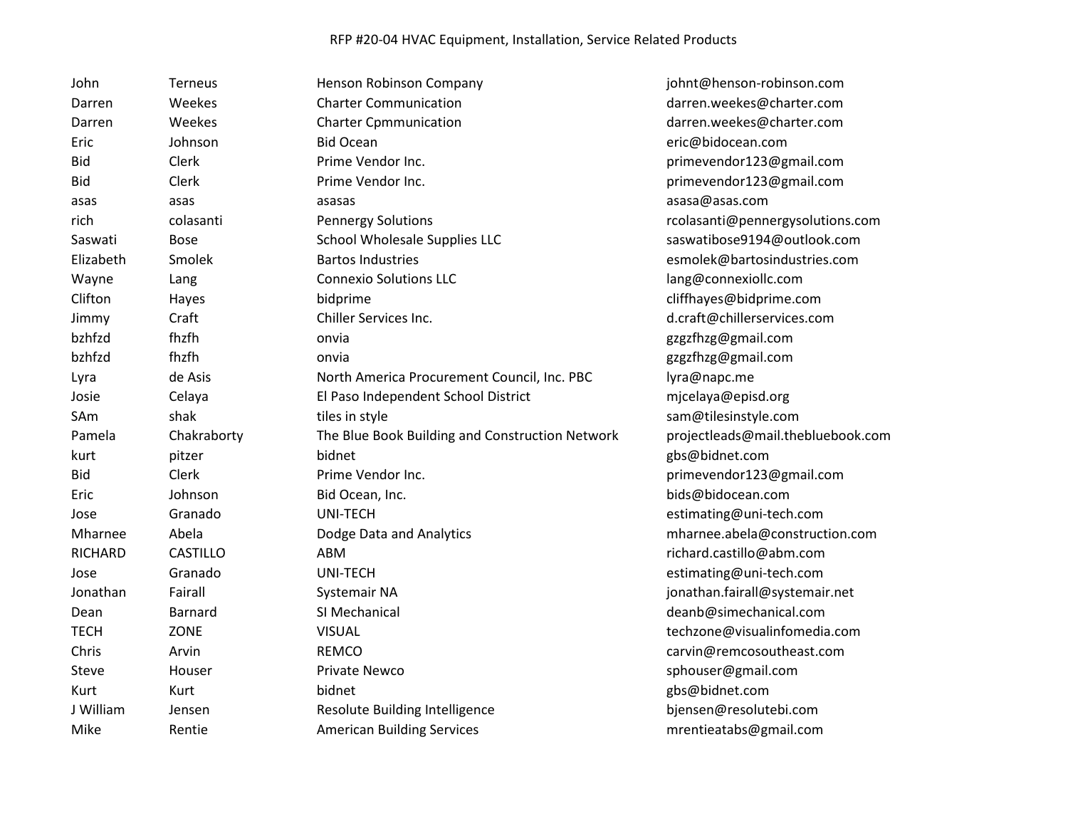RFP #20-04 HVAC Equipment, Installation, Service Related Products

| | | | |
|---|---|---|---|
| John | Terneus | Henson Robinson Company | johnt@henson-robinson.com |
| Darren | Weekes | Charter Communication | darren.weekes@charter.com |
| Darren | Weekes | Charter Cpmmunication | darren.weekes@charter.com |
| Eric | Johnson | Bid Ocean | eric@bidocean.com |
| Bid | Clerk | Prime Vendor Inc. | primevendor123@gmail.com |
| Bid | Clerk | Prime Vendor Inc. | primevendor123@gmail.com |
| asas | asas | asasas | asasa@asas.com |
| rich | colasanti | Pennergy Solutions | rcolasanti@pennergysolutions.com |
| Saswati | Bose | School Wholesale Supplies LLC | saswatibose9194@outlook.com |
| Elizabeth | Smolek | Bartos Industries | esmolek@bartosindustries.com |
| Wayne | Lang | Connexio Solutions LLC | lang@connexiollc.com |
| Clifton | Hayes | bidprime | cliffhayes@bidprime.com |
| Jimmy | Craft | Chiller Services Inc. | d.craft@chillerservices.com |
| bzhfzd | fhzfh | onvia | gzgzfhzg@gmail.com |
| bzhfzd | fhzfh | onvia | gzgzfhzg@gmail.com |
| Lyra | de Asis | North America Procurement Council, Inc. PBC | lyra@napc.me |
| Josie | Celaya | El Paso Independent School District | mjcelaya@episd.org |
| SAm | shak | tiles in style | sam@tilesinstyle.com |
| Pamela | Chakraborty | The Blue Book Building and Construction Network | projectleads@mail.thebluebook.com |
| kurt | pitzer | bidnet | gbs@bidnet.com |
| Bid | Clerk | Prime Vendor Inc. | primevendor123@gmail.com |
| Eric | Johnson | Bid Ocean, Inc. | bids@bidocean.com |
| Jose | Granado | UNI-TECH | estimating@uni-tech.com |
| Mharnee | Abela | Dodge Data and Analytics | mharnee.abela@construction.com |
| RICHARD | CASTILLO | ABM | richard.castillo@abm.com |
| Jose | Granado | UNI-TECH | estimating@uni-tech.com |
| Jonathan | Fairall | Systemair NA | jonathan.fairall@systemair.net |
| Dean | Barnard | SI Mechanical | deanb@simechanical.com |
| TECH | ZONE | VISUAL | techzone@visualinfomedia.com |
| Chris | Arvin | REMCO | carvin@remcosoutheast.com |
| Steve | Houser | Private Newco | sphouser@gmail.com |
| Kurt | Kurt | bidnet | gbs@bidnet.com |
| J William | Jensen | Resolute Building Intelligence | bjensen@resolutebi.com |
| Mike | Rentie | American Building Services | mrentieatabs@gmail.com |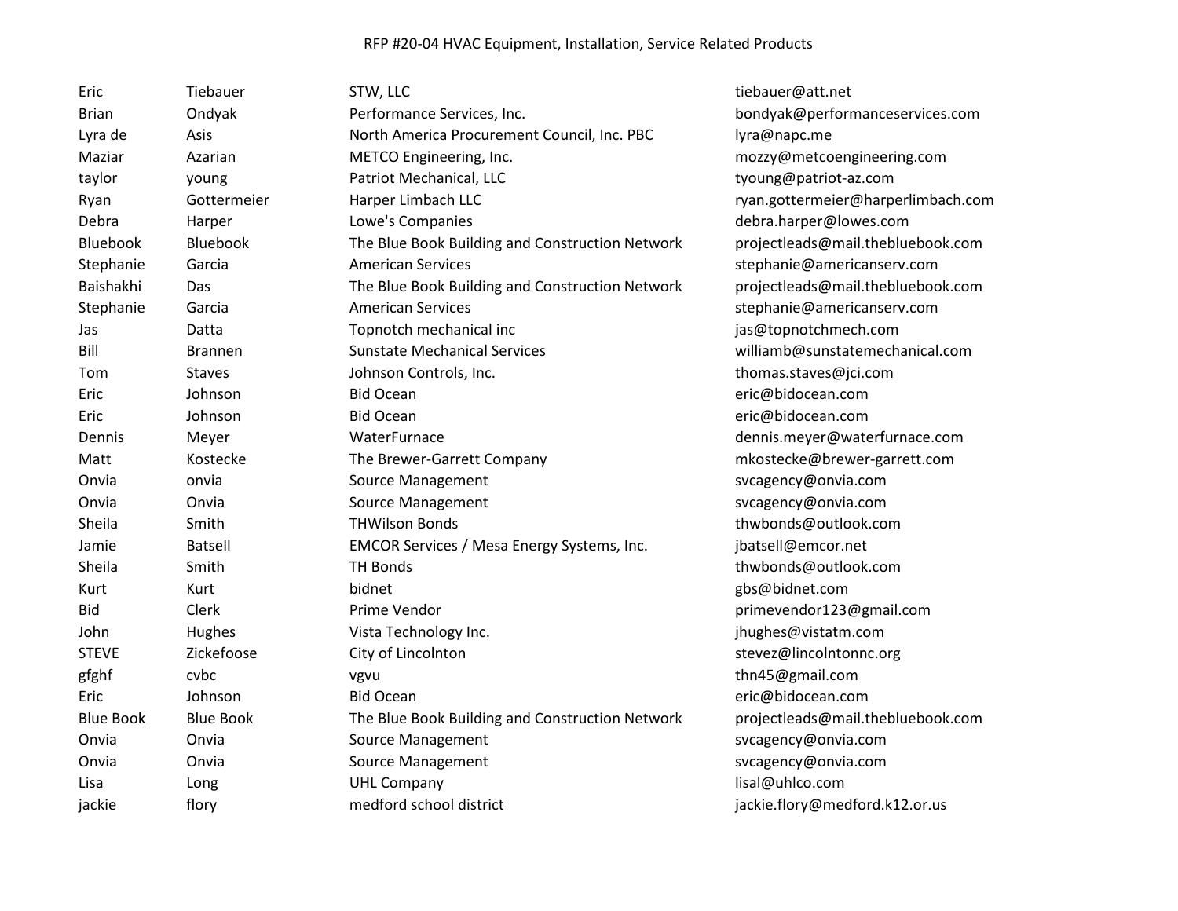RFP #20-04 HVAC Equipment, Installation, Service Related Products

| | | | |
|---|---|---|---|
| Eric | Tiebauer | STW, LLC | tiebauer@att.net |
| Brian | Ondyak | Performance Services, Inc. | bondyak@performanceservices.com |
| Lyra de | Asis | North America Procurement Council, Inc. PBC | lyra@napc.me |
| Maziar | Azarian | METCO Engineering, Inc. | mozzy@metcoengineering.com |
| taylor | young | Patriot Mechanical, LLC | tyoung@patriot-az.com |
| Ryan | Gottermeier | Harper Limbach LLC | ryan.gottermeier@harperlimbach.com |
| Debra | Harper | Lowe's Companies | debra.harper@lowes.com |
| Bluebook | Bluebook | The Blue Book Building and Construction Network | projectleads@mail.thebluebook.com |
| Stephanie | Garcia | American Services | stephanie@americanserv.com |
| Baishakhi | Das | The Blue Book Building and Construction Network | projectleads@mail.thebluebook.com |
| Stephanie | Garcia | American Services | stephanie@americanserv.com |
| Jas | Datta | Topnotch mechanical inc | jas@topnotchmech.com |
| Bill | Brannen | Sunstate Mechanical Services | williamb@sunstatemechanical.com |
| Tom | Staves | Johnson Controls, Inc. | thomas.staves@jci.com |
| Eric | Johnson | Bid Ocean | eric@bidocean.com |
| Eric | Johnson | Bid Ocean | eric@bidocean.com |
| Dennis | Meyer | WaterFurnace | dennis.meyer@waterfurnace.com |
| Matt | Kostecke | The Brewer-Garrett Company | mkostecke@brewer-garrett.com |
| Onvia | onvia | Source Management | svcagency@onvia.com |
| Onvia | Onvia | Source Management | svcagency@onvia.com |
| Sheila | Smith | THWilson Bonds | thwbonds@outlook.com |
| Jamie | Batsell | EMCOR Services / Mesa Energy Systems, Inc. | jbatsell@emcor.net |
| Sheila | Smith | TH Bonds | thwbonds@outlook.com |
| Kurt | Kurt | bidnet | gbs@bidnet.com |
| Bid | Clerk | Prime Vendor | primevendor123@gmail.com |
| John | Hughes | Vista Technology Inc. | jhughes@vistatm.com |
| STEVE | Zickefoose | City of Lincolnton | stevez@lincolntonnc.org |
| gfghf | cvbc | vgvu | thn45@gmail.com |
| Eric | Johnson | Bid Ocean | eric@bidocean.com |
| Blue Book | Blue Book | The Blue Book Building and Construction Network | projectleads@mail.thebluebook.com |
| Onvia | Onvia | Source Management | svcagency@onvia.com |
| Onvia | Onvia | Source Management | svcagency@onvia.com |
| Lisa | Long | UHL Company | lisal@uhlco.com |
| jackie | flory | medford school district | jackie.flory@medford.k12.or.us |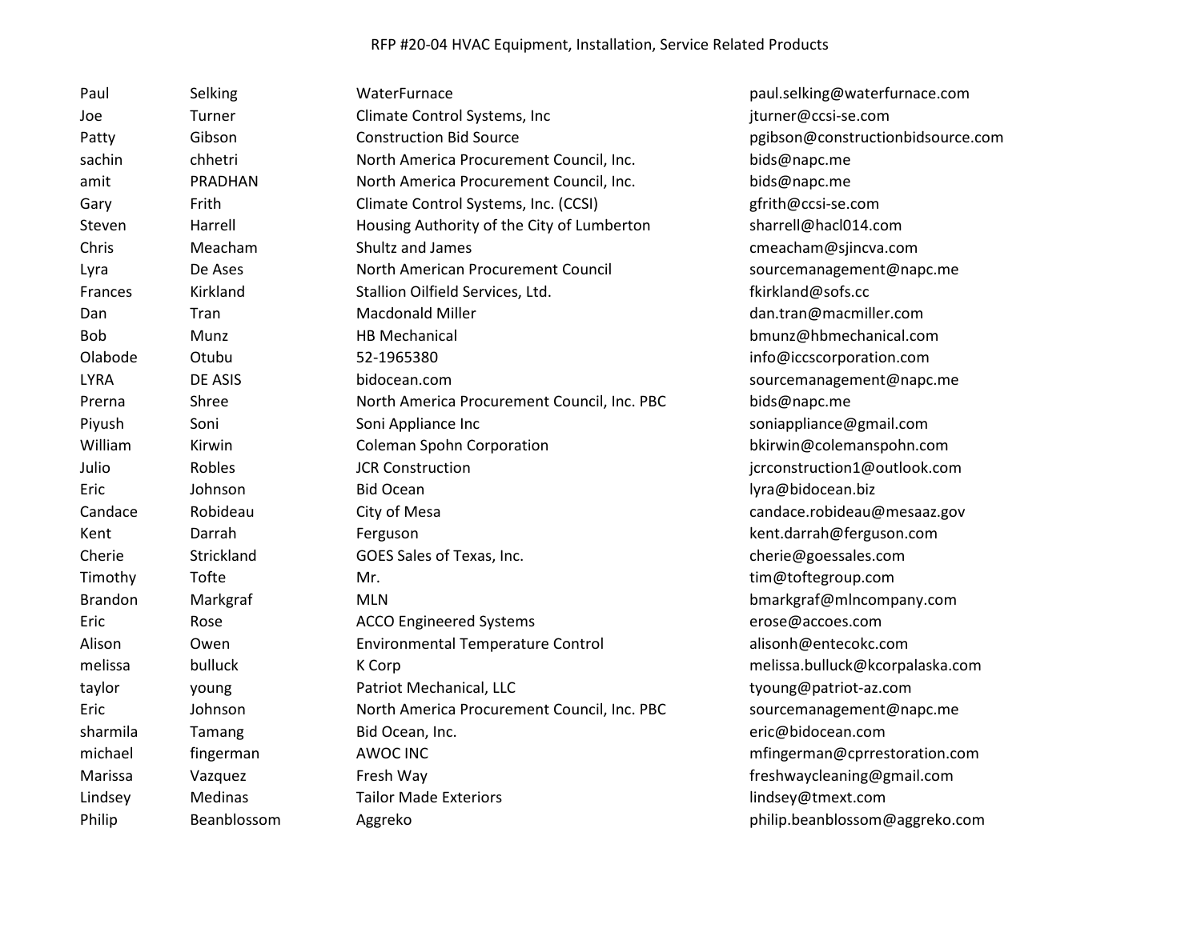RFP #20-04 HVAC Equipment, Installation, Service Related Products

| | | | |
|---|---|---|---|
| Paul | Selking | WaterFurnace | paul.selking@waterfurnace.com |
| Joe | Turner | Climate Control Systems, Inc | jturner@ccsi-se.com |
| Patty | Gibson | Construction Bid Source | pgibson@constructionbidsource.com |
| sachin | chhetri | North America Procurement Council, Inc. | bids@napc.me |
| amit | PRADHAN | North America Procurement Council, Inc. | bids@napc.me |
| Gary | Frith | Climate Control Systems, Inc. (CCSI) | gfrith@ccsi-se.com |
| Steven | Harrell | Housing Authority of the City of Lumberton | sharrell@hacl014.com |
| Chris | Meacham | Shultz and James | cmeacham@sjincva.com |
| Lyra | De Ases | North American Procurement Council | sourcemanagement@napc.me |
| Frances | Kirkland | Stallion Oilfield Services, Ltd. | fkirkland@sofs.cc |
| Dan | Tran | Macdonald Miller | dan.tran@macmiller.com |
| Bob | Munz | HB Mechanical | bmunz@hbmechanical.com |
| Olabode | Otubu | 52-1965380 | info@iccscorporation.com |
| LYRA | DE ASIS | bidocean.com | sourcemanagement@napc.me |
| Prerna | Shree | North America Procurement Council, Inc. PBC | bids@napc.me |
| Piyush | Soni | Soni Appliance Inc | soniappliance@gmail.com |
| William | Kirwin | Coleman Spohn Corporation | bkirwin@colemanspohn.com |
| Julio | Robles | JCR Construction | jcrconstruction1@outlook.com |
| Eric | Johnson | Bid Ocean | lyra@bidocean.biz |
| Candace | Robideau | City of Mesa | candace.robideau@mesaaz.gov |
| Kent | Darrah | Ferguson | kent.darrah@ferguson.com |
| Cherie | Strickland | GOES Sales of Texas, Inc. | cherie@goessales.com |
| Timothy | Tofte | Mr. | tim@toftegroup.com |
| Brandon | Markgraf | MLN | bmarkgraf@mlncompany.com |
| Eric | Rose | ACCO Engineered Systems | erose@accoes.com |
| Alison | Owen | Environmental Temperature Control | alisonh@entecokc.com |
| melissa | bulluck | K Corp | melissa.bulluck@kcorpalaska.com |
| taylor | young | Patriot Mechanical, LLC | tyoung@patriot-az.com |
| Eric | Johnson | North America Procurement Council, Inc. PBC | sourcemanagement@napc.me |
| sharmila | Tamang | Bid Ocean, Inc. | eric@bidocean.com |
| michael | fingerman | AWOC INC | mfingerman@cprrestoration.com |
| Marissa | Vazquez | Fresh Way | freshwaycleaning@gmail.com |
| Lindsey | Medinas | Tailor Made Exteriors | lindsey@tmext.com |
| Philip | Beanblossom | Aggreko | philip.beanblossom@aggreko.com |